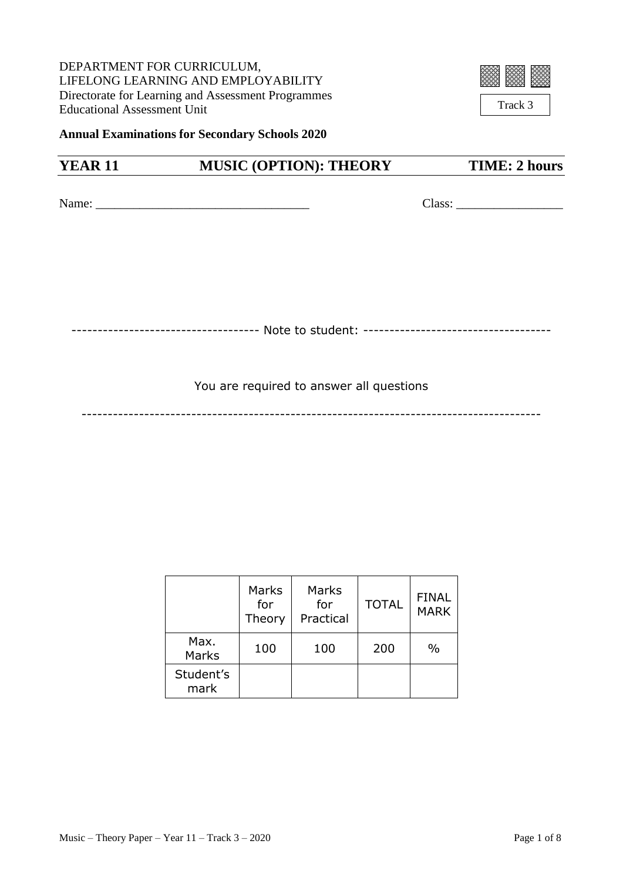DEPARTMENT FOR CURRICULUM,
LIFELONG LEARNING AND EMPLOYABILITY
Directorate for Learning and Assessment Programmes
Educational Assessment Unit

Track 3

**Annual Examinations for Secondary Schools 2020**

## YEAR 11 MUSIC (OPTION): THEORY TIME: 2 hours

Name: _________________________________ Class: ________________

----------------------------------- Note to student: -----------------------------------

You are required to answer all questions

--------------------------------------------------------------------------------------

| | Marks for Theory | Marks for Practical | TOTAL | FINAL MARK |
|---|---|---|---|---|
| Max. Marks | 100 | 100 | 200 | % |
| Student's mark | | | | |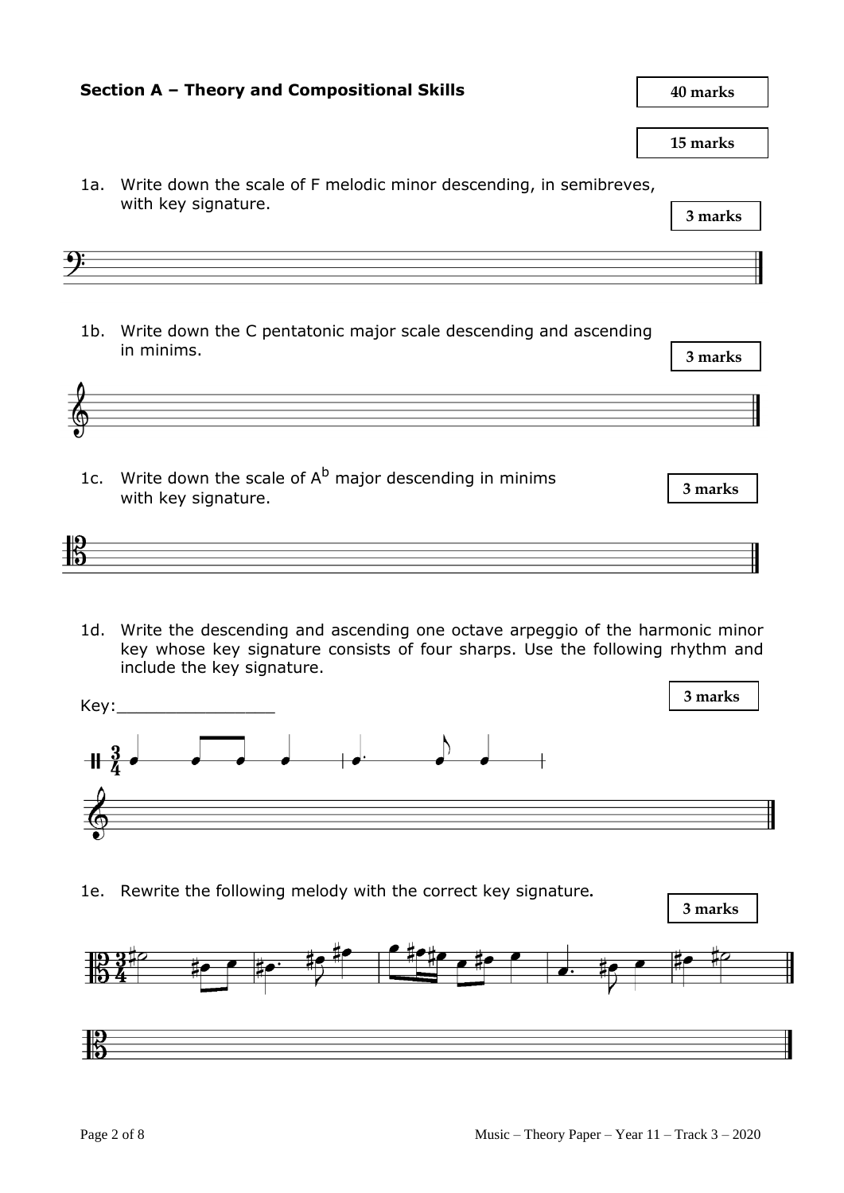## Section A – Theory and Compositional Skills

**40 marks**

**15 marks**

1a. Write down the scale of F melodic minor descending, in semibreves, with key signature.

**3 marks**

1b. Write down the C pentatonic major scale descending and ascending in minims.

**3 marks**

1c. Write down the scale of $A^b$ major descending in minims with key signature.

**3 marks**

1d. Write the descending and ascending one octave arpeggio of the harmonic minor key whose key signature consists of four sharps. Use the following rhythm and include the key signature.

Key:________________

**3 marks**

1e. Rewrite the following melody with the correct key signature.

**3 marks**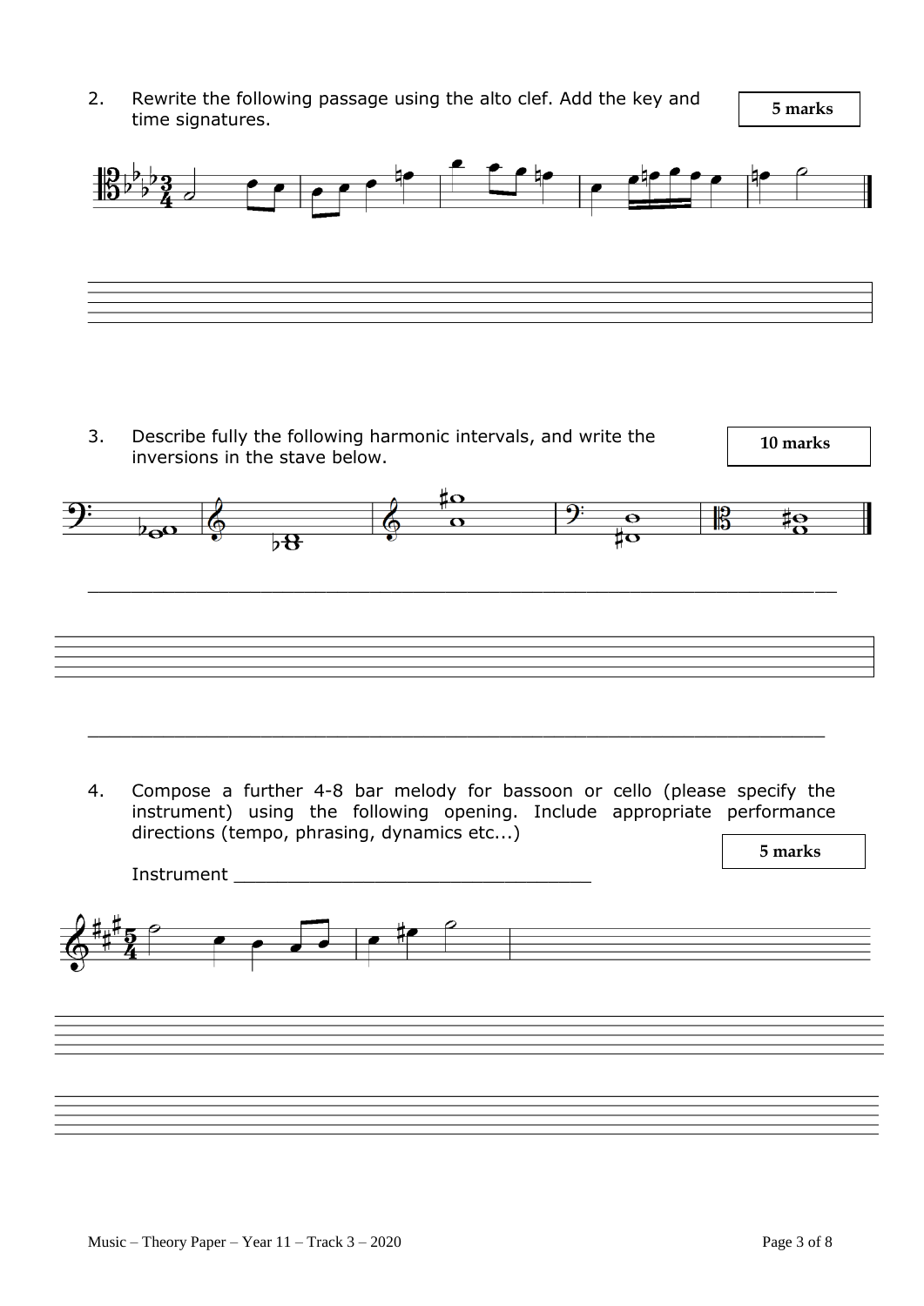2. Rewrite the following passage using the alto clef. Add the key and time signatures.

**5 marks**

3. Describe fully the following harmonic intervals, and write the inversions in the stave below.

**10 marks**

\_\_\_\_\_\_\_\_\_\_\_\_\_\_\_\_\_\_\_\_\_\_\_\_\_\_\_\_\_\_\_\_\_\_\_\_\_\_\_\_\_\_\_\_\_\_\_\_\_\_\_\_\_\_\_\_\_\_\_\_\_\_\_\_

\_\_\_\_\_\_\_\_\_\_\_\_\_\_\_\_\_\_\_\_\_\_\_\_\_\_\_\_\_\_\_\_\_\_\_\_\_\_\_\_\_\_\_\_\_\_\_\_\_\_\_\_\_\_\_\_\_\_\_\_\_\_\_\_

4. Compose a further 4-8 bar melody for bassoon or cello (please specify the instrument) using the following opening. Include appropriate performance directions (tempo, phrasing, dynamics etc...)

**5 marks**

Instrument \_\_\_\_\_\_\_\_\_\_\_\_\_\_\_\_\_\_\_\_\_\_\_\_\_\_\_\_\_\_\_\_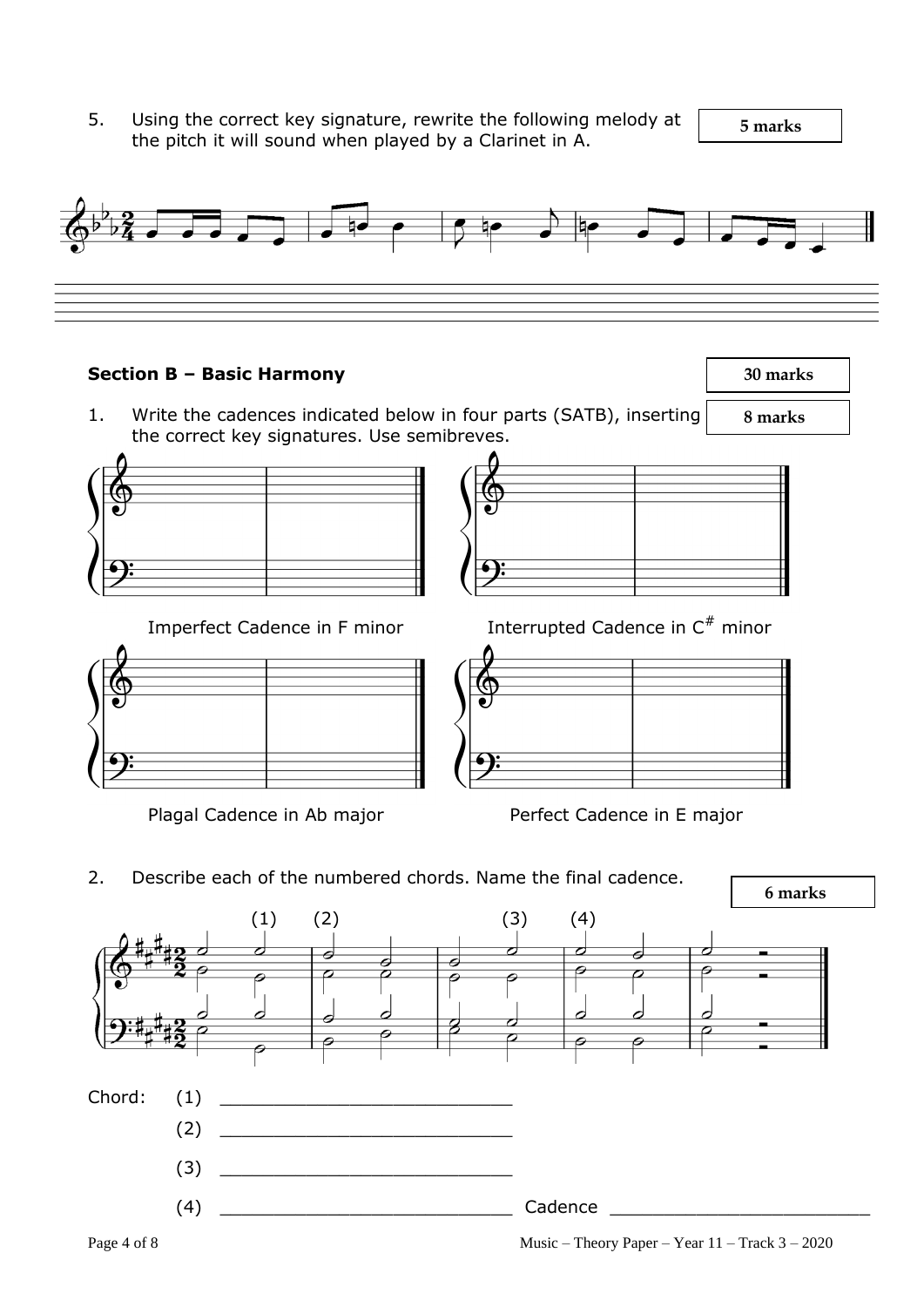5. Using the correct key signature, rewrite the following melody at the pitch it will sound when played by a Clarinet in A.

**5 marks**

## Section B – Basic Harmony

**30 marks**

1. Write the cadences indicated below in four parts (SATB), inserting the correct key signatures. Use semibreves.

**8 marks**

Imperfect Cadence in F minor

Interrupted Cadence in C$^{\#}$ minor

Plagal Cadence in Ab major

Perfect Cadence in E major

2. Describe each of the numbered chords. Name the final cadence.

**6 marks**

Chord:

(1) ___________________________

(2) ___________________________

(3) ___________________________

(4) ___________________________ Cadence ___________________________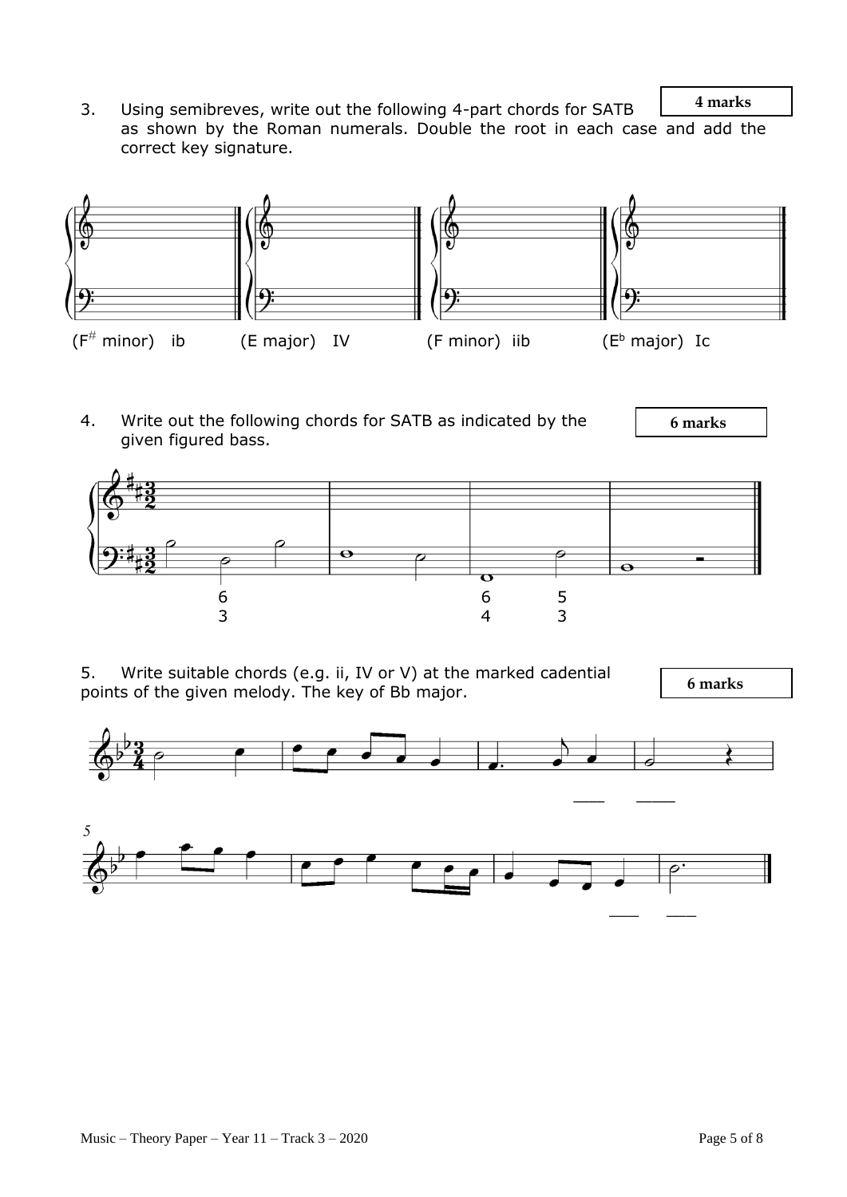3. Using semibreves, write out the following 4-part chords for SATB as shown by the Roman numerals. Double the root in each case and add the correct key signature.

**4 marks**

(F# minor) ib (E major) IV (F minor) iib (E♭ major) Ic

4. Write out the following chords for SATB as indicated by the given figured bass.

**6 marks**

5. Write suitable chords (e.g. ii, IV or V) at the marked cadential points of the given melody. The key of Bb major.

**6 marks**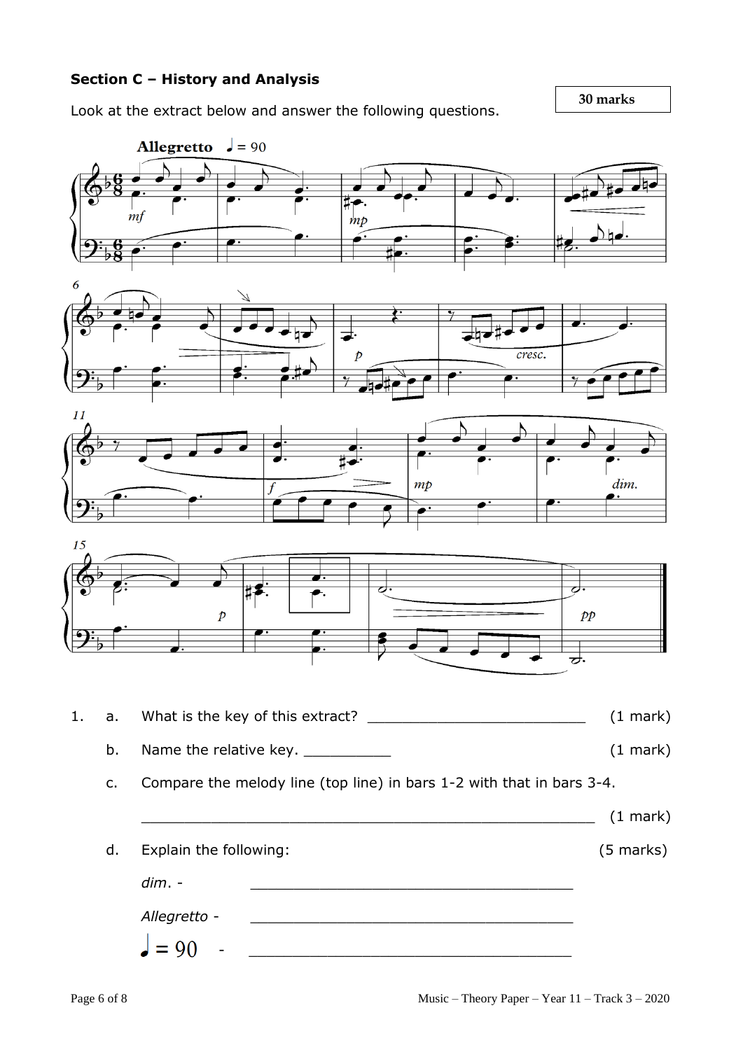## Section C – History and Analysis

**30 marks**

Look at the extract below and answer the following questions.

1. a. What is the key of this extract? ________________________ (1 mark)

   b. Name the relative key. __________ (1 mark)

   c. Compare the melody line (top line) in bars 1-2 with that in bars 3-4.

   ________________________________________________ (1 mark)

   d. Explain the following: (5 marks)

   *dim.* - ________________________________

   *Allegretto* - ________________________________

   ♩ = 90 - ________________________________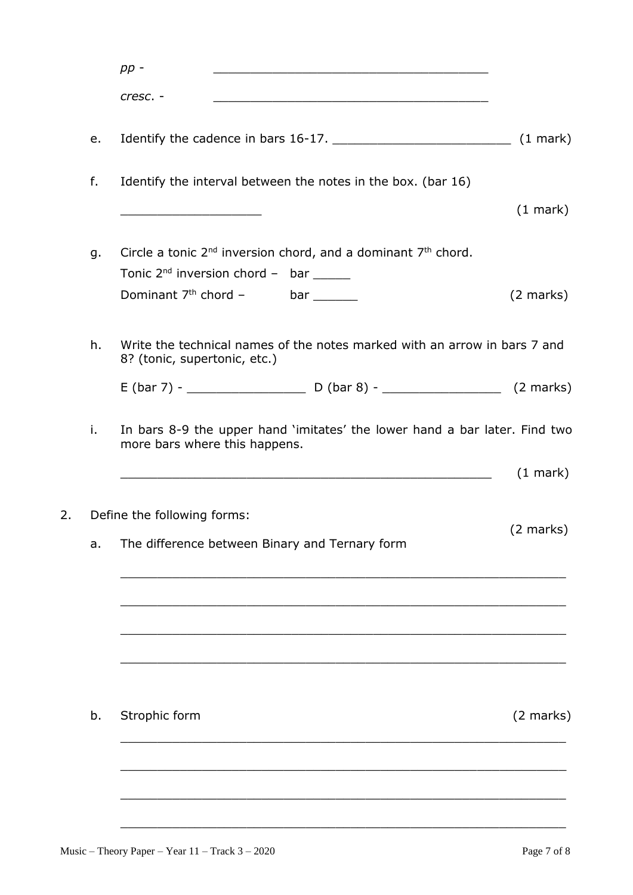*pp* - ____________________________________

*cresc.* - ____________________________________

e. Identify the cadence in bars 16-17. ________________________ (1 mark)

f. Identify the interval between the notes in the box. (bar 16)

__________________ (1 mark)

g. Circle a tonic 2nd inversion chord, and a dominant 7th chord.

Tonic 2nd inversion chord – bar _____

Dominant 7th chord – bar ______ (2 marks)

h. Write the technical names of the notes marked with an arrow in bars 7 and 8? (tonic, supertonic, etc.)

E (bar 7) - ________________ D (bar 8) - ________________ (2 marks)

i. In bars 8-9 the upper hand 'imitates' the lower hand a bar later. Find two more bars where this happens.

__________________________________________________ (1 mark)

2. Define the following forms:

(2 marks)

a. The difference between Binary and Ternary form

____________________________________________________________

____________________________________________________________

____________________________________________________________

____________________________________________________________

b. Strophic form (2 marks)

____________________________________________________________

____________________________________________________________

____________________________________________________________

____________________________________________________________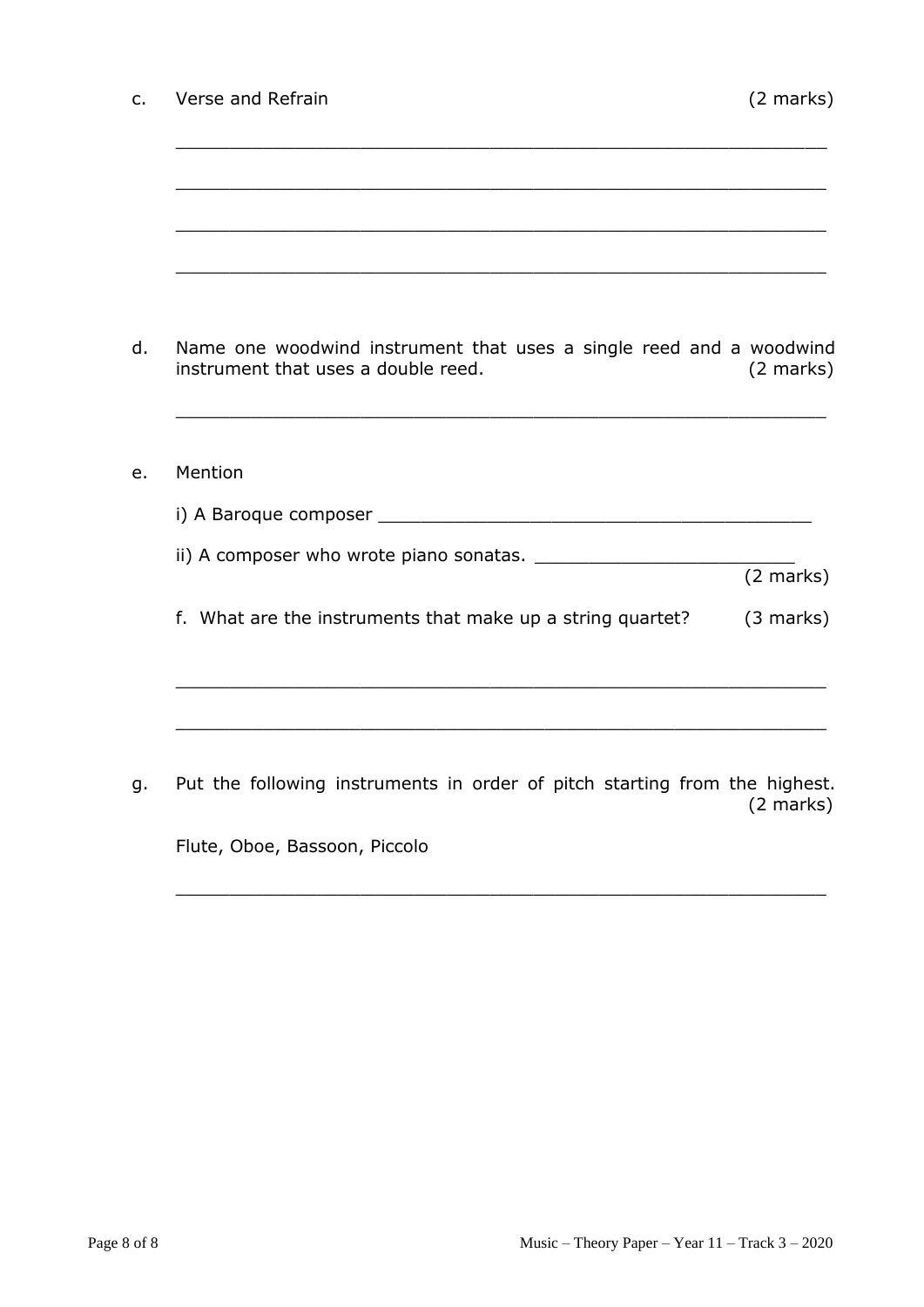c. Verse and Refrain (2 marks)

\_\_\_\_\_\_\_\_\_\_\_\_\_\_\_\_\_\_\_\_\_\_\_\_\_\_\_\_\_\_\_\_\_\_\_\_\_\_\_\_\_\_\_\_\_\_\_\_\_\_\_\_\_\_\_\_

\_\_\_\_\_\_\_\_\_\_\_\_\_\_\_\_\_\_\_\_\_\_\_\_\_\_\_\_\_\_\_\_\_\_\_\_\_\_\_\_\_\_\_\_\_\_\_\_\_\_\_\_\_\_\_\_

\_\_\_\_\_\_\_\_\_\_\_\_\_\_\_\_\_\_\_\_\_\_\_\_\_\_\_\_\_\_\_\_\_\_\_\_\_\_\_\_\_\_\_\_\_\_\_\_\_\_\_\_\_\_\_\_

\_\_\_\_\_\_\_\_\_\_\_\_\_\_\_\_\_\_\_\_\_\_\_\_\_\_\_\_\_\_\_\_\_\_\_\_\_\_\_\_\_\_\_\_\_\_\_\_\_\_\_\_\_\_\_\_

d. Name one woodwind instrument that uses a single reed and a woodwind instrument that uses a double reed. (2 marks)

\_\_\_\_\_\_\_\_\_\_\_\_\_\_\_\_\_\_\_\_\_\_\_\_\_\_\_\_\_\_\_\_\_\_\_\_\_\_\_\_\_\_\_\_\_\_\_\_\_\_\_\_\_\_\_\_

e. Mention

i) A Baroque composer \_\_\_\_\_\_\_\_\_\_\_\_\_\_\_\_\_\_\_\_\_\_\_\_\_\_\_\_\_\_\_\_\_\_\_\_\_\_\_\_

ii) A composer who wrote piano sonatas. \_\_\_\_\_\_\_\_\_\_\_\_\_\_\_\_\_\_\_\_\_\_\_\_\_\_

(2 marks)

f. What are the instruments that make up a string quartet? (3 marks)

\_\_\_\_\_\_\_\_\_\_\_\_\_\_\_\_\_\_\_\_\_\_\_\_\_\_\_\_\_\_\_\_\_\_\_\_\_\_\_\_\_\_\_\_\_\_\_\_\_\_\_\_\_\_\_\_

\_\_\_\_\_\_\_\_\_\_\_\_\_\_\_\_\_\_\_\_\_\_\_\_\_\_\_\_\_\_\_\_\_\_\_\_\_\_\_\_\_\_\_\_\_\_\_\_\_\_\_\_\_\_\_\_

g. Put the following instruments in order of pitch starting from the highest. (2 marks)

Flute, Oboe, Bassoon, Piccolo

\_\_\_\_\_\_\_\_\_\_\_\_\_\_\_\_\_\_\_\_\_\_\_\_\_\_\_\_\_\_\_\_\_\_\_\_\_\_\_\_\_\_\_\_\_\_\_\_\_\_\_\_\_\_\_\_